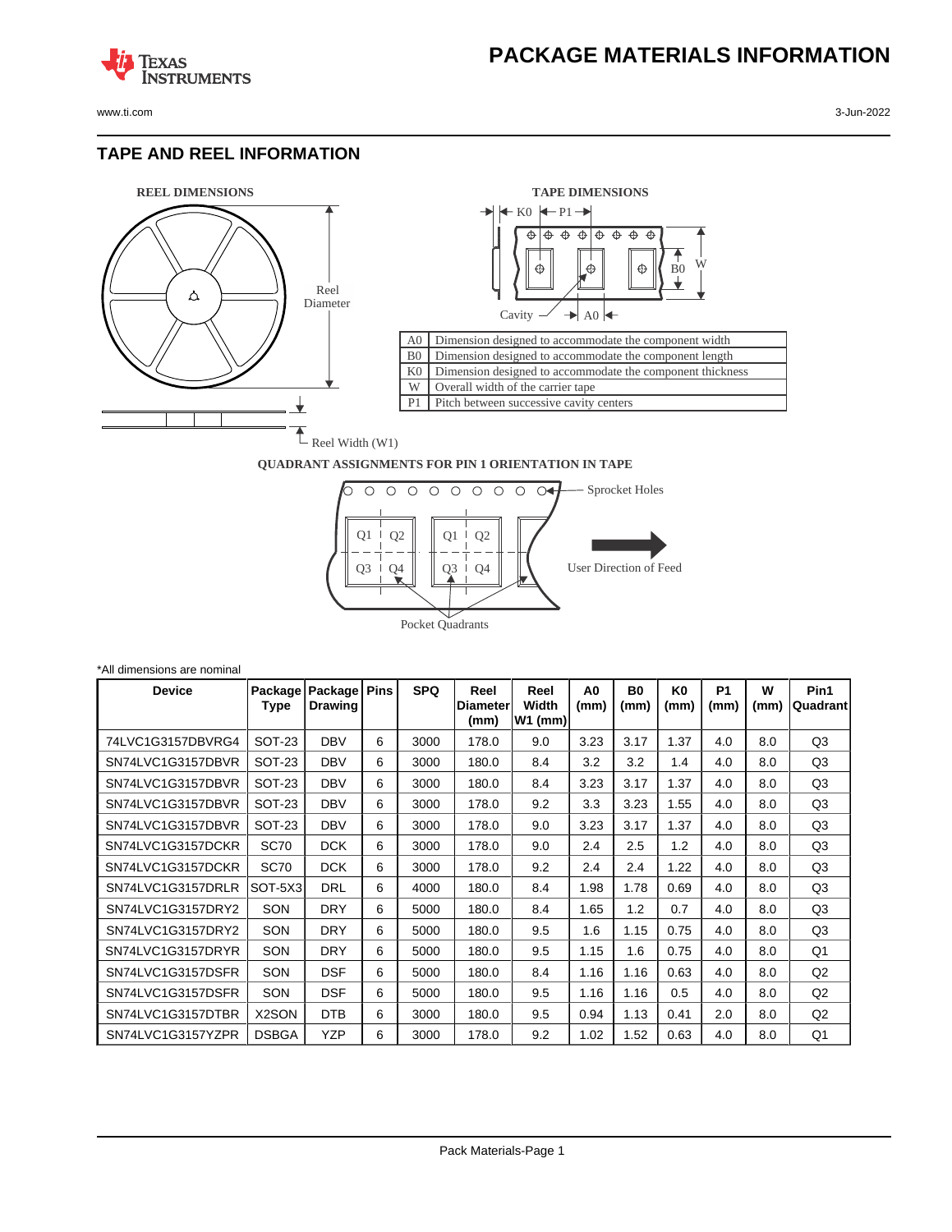# PACKAGE MATERIALS INFORMATION

## TAPE AND REEL INFORMATION

REEL DIMENSIONS

Reel Diameter

Reel Width (W1)

TAPE DIMENSIONS

K0 P1

B0 W

Cavity A0

| | |
|---|---|
| A0 | Dimension designed to accommodate the component width |
| B0 | Dimension designed to accommodate the component length |
| K0 | Dimension designed to accommodate the component thickness |
| W | Overall width of the carrier tape |
| P1 | Pitch between successive cavity centers |

QUADRANT ASSIGNMENTS FOR PIN 1 ORIENTATION IN TAPE

Sprocket Holes

Q1 Q2 Q3 Q4

User Direction of Feed

Pocket Quadrants

*All dimensions are nominal

| Device | Package Type | Package Drawing | Pins | SPQ | Reel Diameter (mm) | Reel Width W1 (mm) | A0 (mm) | B0 (mm) | K0 (mm) | P1 (mm) | W (mm) | Pin1 Quadrant |
|---|---|---|---|---|---|---|---|---|---|---|---|---|
| 74LVC1G3157DBVRG4 | SOT-23 | DBV | 6 | 3000 | 178.0 | 9.0 | 3.23 | 3.17 | 1.37 | 4.0 | 8.0 | Q3 |
| SN74LVC1G3157DBVR | SOT-23 | DBV | 6 | 3000 | 180.0 | 8.4 | 3.2 | 3.2 | 1.4 | 4.0 | 8.0 | Q3 |
| SN74LVC1G3157DBVR | SOT-23 | DBV | 6 | 3000 | 180.0 | 8.4 | 3.23 | 3.17 | 1.37 | 4.0 | 8.0 | Q3 |
| SN74LVC1G3157DBVR | SOT-23 | DBV | 6 | 3000 | 178.0 | 9.2 | 3.3 | 3.23 | 1.55 | 4.0 | 8.0 | Q3 |
| SN74LVC1G3157DBVR | SOT-23 | DBV | 6 | 3000 | 178.0 | 9.0 | 3.23 | 3.17 | 1.37 | 4.0 | 8.0 | Q3 |
| SN74LVC1G3157DCKR | SC70 | DCK | 6 | 3000 | 178.0 | 9.0 | 2.4 | 2.5 | 1.2 | 4.0 | 8.0 | Q3 |
| SN74LVC1G3157DCKR | SC70 | DCK | 6 | 3000 | 178.0 | 9.2 | 2.4 | 2.4 | 1.22 | 4.0 | 8.0 | Q3 |
| SN74LVC1G3157DRLR | SOT-5X3 | DRL | 6 | 4000 | 180.0 | 8.4 | 1.98 | 1.78 | 0.69 | 4.0 | 8.0 | Q3 |
| SN74LVC1G3157DRY2 | SON | DRY | 6 | 5000 | 180.0 | 8.4 | 1.65 | 1.2 | 0.7 | 4.0 | 8.0 | Q3 |
| SN74LVC1G3157DRY2 | SON | DRY | 6 | 5000 | 180.0 | 9.5 | 1.6 | 1.15 | 0.75 | 4.0 | 8.0 | Q3 |
| SN74LVC1G3157DRYR | SON | DRY | 6 | 5000 | 180.0 | 9.5 | 1.15 | 1.6 | 0.75 | 4.0 | 8.0 | Q1 |
| SN74LVC1G3157DSFR | SON | DSF | 6 | 5000 | 180.0 | 8.4 | 1.16 | 1.16 | 0.63 | 4.0 | 8.0 | Q2 |
| SN74LVC1G3157DSFR | SON | DSF | 6 | 5000 | 180.0 | 9.5 | 1.16 | 1.16 | 0.5 | 4.0 | 8.0 | Q2 |
| SN74LVC1G3157DTBR | X2SON | DTB | 6 | 3000 | 180.0 | 9.5 | 0.94 | 1.13 | 0.41 | 2.0 | 8.0 | Q2 |
| SN74LVC1G3157YZPR | DSBGA | YZP | 6 | 3000 | 178.0 | 9.2 | 1.02 | 1.52 | 0.63 | 4.0 | 8.0 | Q1 |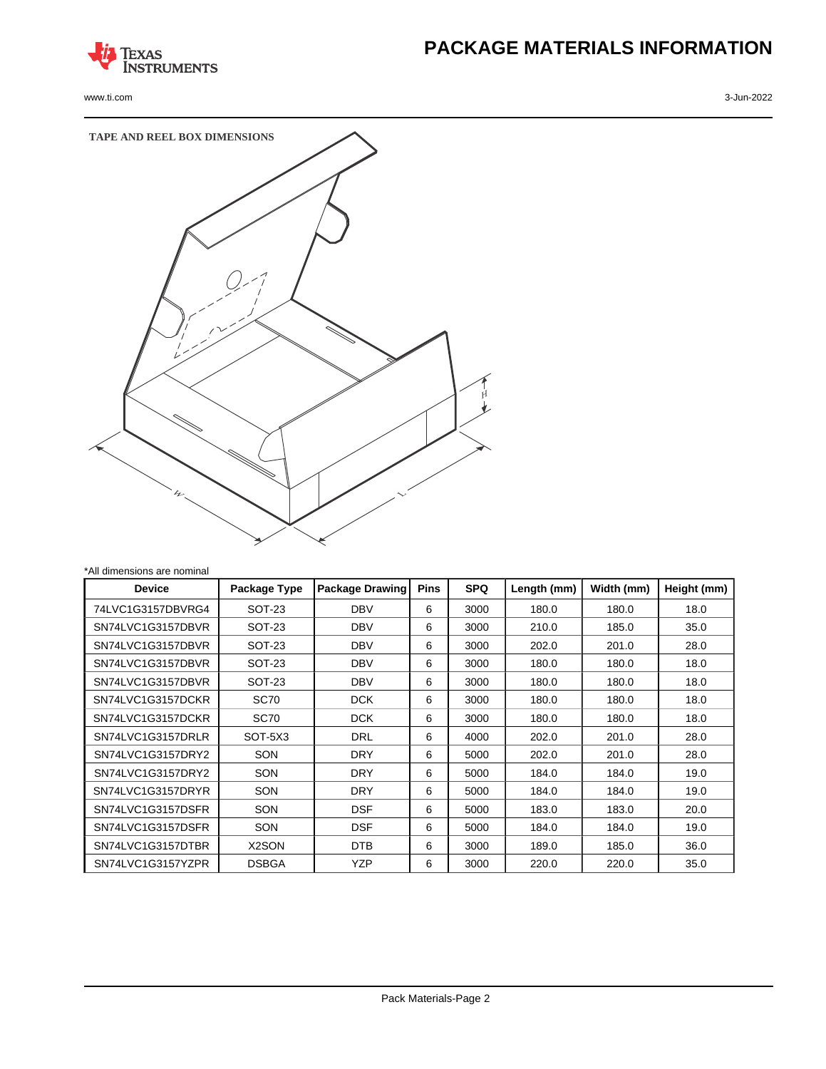# PACKAGE MATERIALS INFORMATION

www.ti.com

3-Jun-2022

TAPE AND REEL BOX DIMENSIONS

H

W

L

*All dimensions are nominal

| Device | Package Type | Package Drawing | Pins | SPQ | Length (mm) | Width (mm) | Height (mm) |
|---|---|---|---|---|---|---|---|
| 74LVC1G3157DBVRG4 | SOT-23 | DBV | 6 | 3000 | 180.0 | 180.0 | 18.0 |
| SN74LVC1G3157DBVR | SOT-23 | DBV | 6 | 3000 | 210.0 | 185.0 | 35.0 |
| SN74LVC1G3157DBVR | SOT-23 | DBV | 6 | 3000 | 202.0 | 201.0 | 28.0 |
| SN74LVC1G3157DBVR | SOT-23 | DBV | 6 | 3000 | 180.0 | 180.0 | 18.0 |
| SN74LVC1G3157DBVR | SOT-23 | DBV | 6 | 3000 | 180.0 | 180.0 | 18.0 |
| SN74LVC1G3157DCKR | SC70 | DCK | 6 | 3000 | 180.0 | 180.0 | 18.0 |
| SN74LVC1G3157DCKR | SC70 | DCK | 6 | 3000 | 180.0 | 180.0 | 18.0 |
| SN74LVC1G3157DRLR | SOT-5X3 | DRL | 6 | 4000 | 202.0 | 201.0 | 28.0 |
| SN74LVC1G3157DRY2 | SON | DRY | 6 | 5000 | 202.0 | 201.0 | 28.0 |
| SN74LVC1G3157DRY2 | SON | DRY | 6 | 5000 | 184.0 | 184.0 | 19.0 |
| SN74LVC1G3157DRYR | SON | DRY | 6 | 5000 | 184.0 | 184.0 | 19.0 |
| SN74LVC1G3157DSFR | SON | DSF | 6 | 5000 | 183.0 | 183.0 | 20.0 |
| SN74LVC1G3157DSFR | SON | DSF | 6 | 5000 | 184.0 | 184.0 | 19.0 |
| SN74LVC1G3157DTBR | X2SON | DTB | 6 | 3000 | 189.0 | 185.0 | 36.0 |
| SN74LVC1G3157YZPR | DSBGA | YZP | 6 | 3000 | 220.0 | 220.0 | 35.0 |